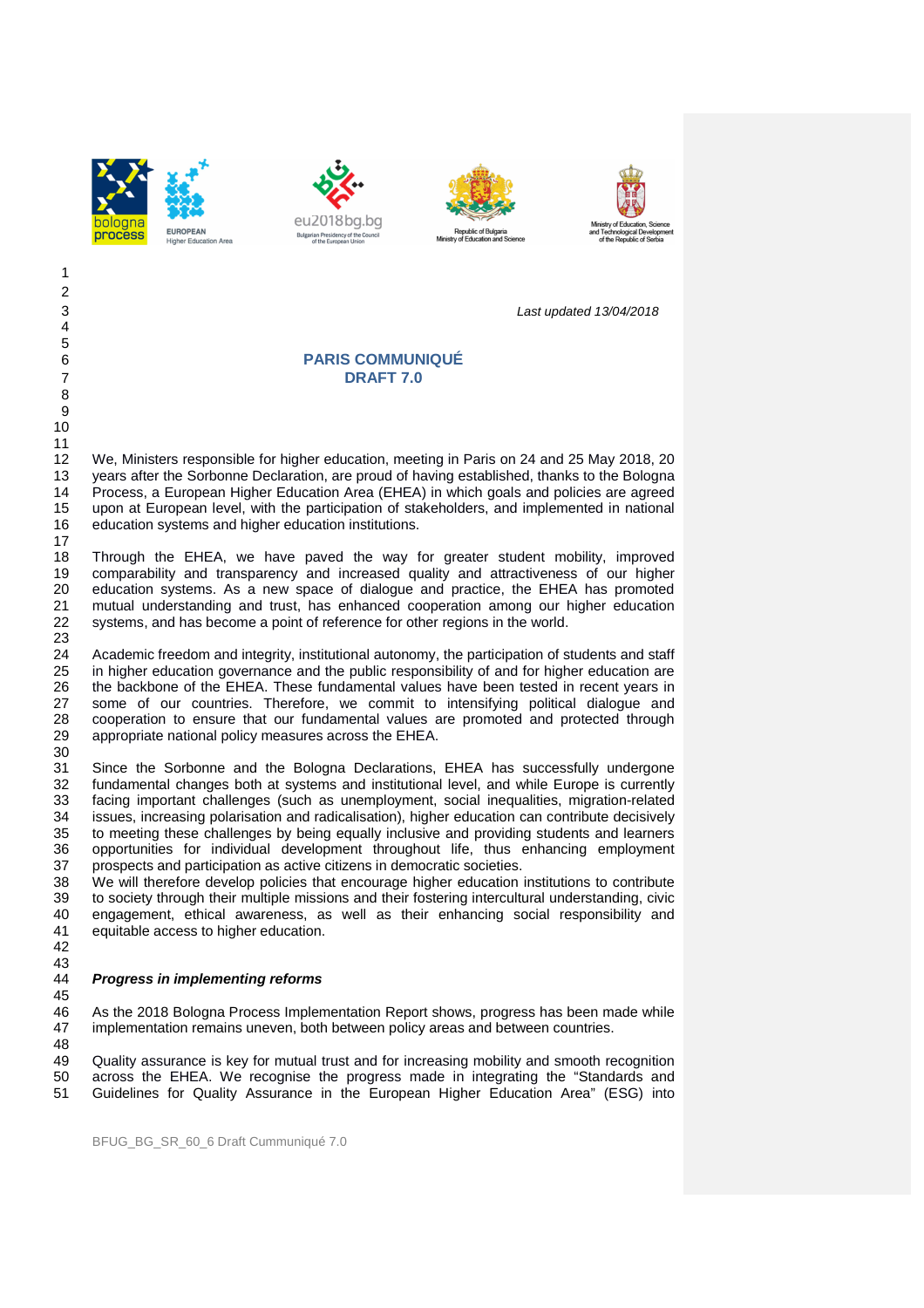*Last updated 13/04/2018*

# PARIS COMMUNIQUÉ
## DRAFT 7.0

We, Ministers responsible for higher education, meeting in Paris on 24 and 25 May 2018, 20 years after the Sorbonne Declaration, are proud of having established, thanks to the Bologna Process, a European Higher Education Area (EHEA) in which goals and policies are agreed upon at European level, with the participation of stakeholders, and implemented in national education systems and higher education institutions.

Through the EHEA, we have paved the way for greater student mobility, improved comparability and transparency and increased quality and attractiveness of our higher education systems. As a new space of dialogue and practice, the EHEA has promoted mutual understanding and trust, has enhanced cooperation among our higher education systems, and has become a point of reference for other regions in the world.

Academic freedom and integrity, institutional autonomy, the participation of students and staff in higher education governance and the public responsibility of and for higher education are the backbone of the EHEA. These fundamental values have been tested in recent years in some of our countries. Therefore, we commit to intensifying political dialogue and cooperation to ensure that our fundamental values are promoted and protected through appropriate national policy measures across the EHEA.

Since the Sorbonne and the Bologna Declarations, EHEA has successfully undergone fundamental changes both at systems and institutional level, and while Europe is currently facing important challenges (such as unemployment, social inequalities, migration-related issues, increasing polarisation and radicalisation), higher education can contribute decisively to meeting these challenges by being equally inclusive and providing students and learners opportunities for individual development throughout life, thus enhancing employment prospects and participation as active citizens in democratic societies.
We will therefore develop policies that encourage higher education institutions to contribute to society through their multiple missions and their fostering intercultural understanding, civic engagement, ethical awareness, as well as their enhancing social responsibility and equitable access to higher education.

### *Progress in implementing reforms*

As the 2018 Bologna Process Implementation Report shows, progress has been made while implementation remains uneven, both between policy areas and between countries.

Quality assurance is key for mutual trust and for increasing mobility and smooth recognition across the EHEA. We recognise the progress made in integrating the "Standards and Guidelines for Quality Assurance in the European Higher Education Area" (ESG) into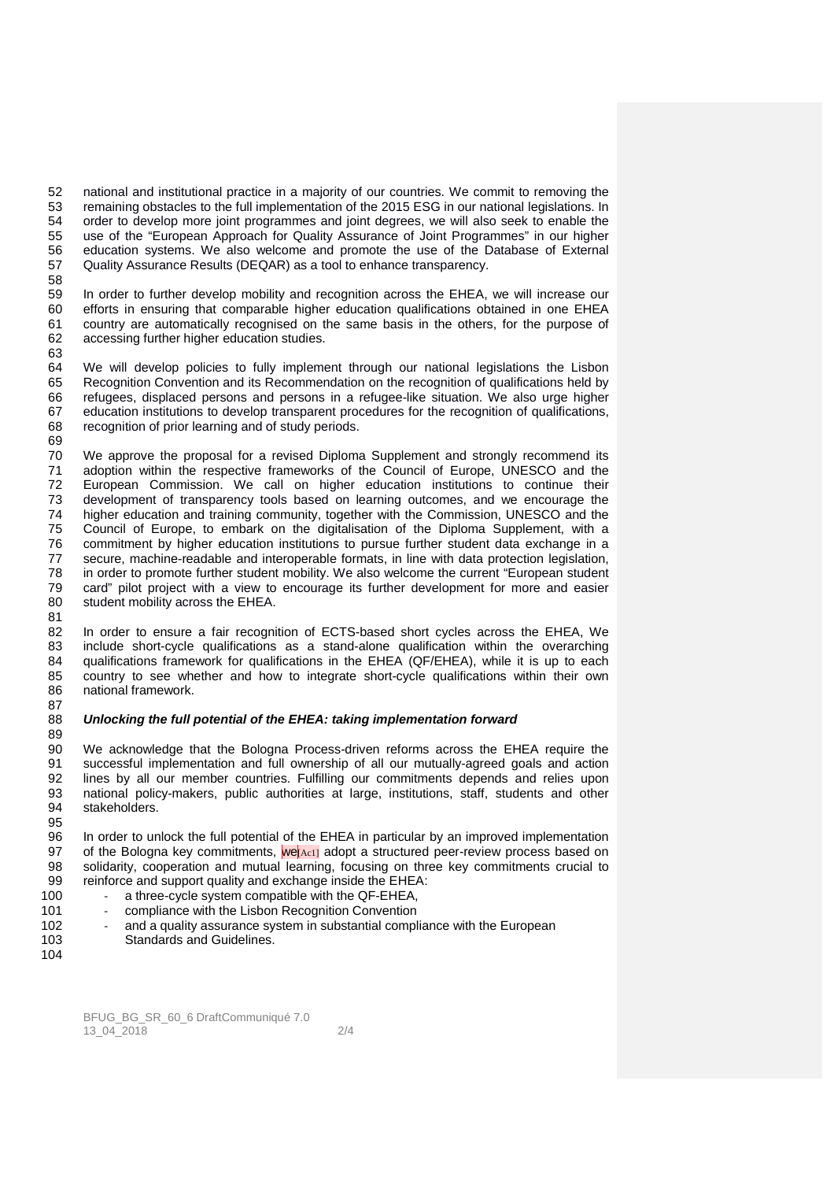national and institutional practice in a majority of our countries. We commit to removing the remaining obstacles to the full implementation of the 2015 ESG in our national legislations. In order to develop more joint programmes and joint degrees, we will also seek to enable the use of the "European Approach for Quality Assurance of Joint Programmes" in our higher education systems. We also welcome and promote the use of the Database of External Quality Assurance Results (DEQAR) as a tool to enhance transparency.

In order to further develop mobility and recognition across the EHEA, we will increase our efforts in ensuring that comparable higher education qualifications obtained in one EHEA country are automatically recognised on the same basis in the others, for the purpose of accessing further higher education studies.

We will develop policies to fully implement through our national legislations the Lisbon Recognition Convention and its Recommendation on the recognition of qualifications held by refugees, displaced persons and persons in a refugee-like situation. We also urge higher education institutions to develop transparent procedures for the recognition of qualifications, recognition of prior learning and of study periods.

We approve the proposal for a revised Diploma Supplement and strongly recommend its adoption within the respective frameworks of the Council of Europe, UNESCO and the European Commission. We call on higher education institutions to continue their development of transparency tools based on learning outcomes, and we encourage the higher education and training community, together with the Commission, UNESCO and the Council of Europe, to embark on the digitalisation of the Diploma Supplement, with a commitment by higher education institutions to pursue further student data exchange in a secure, machine-readable and interoperable formats, in line with data protection legislation, in order to promote further student mobility. We also welcome the current "European student card" pilot project with a view to encourage its further development for more and easier student mobility across the EHEA.

In order to ensure a fair recognition of ECTS-based short cycles across the EHEA, We include short-cycle qualifications as a stand-alone qualification within the overarching qualifications framework for qualifications in the EHEA (QF/EHEA), while it is up to each country to see whether and how to integrate short-cycle qualifications within their own national framework.

### *Unlocking the full potential of the EHEA: taking implementation forward*

We acknowledge that the Bologna Process-driven reforms across the EHEA require the successful implementation and full ownership of all our mutually-agreed goals and action lines by all our member countries. Fulfilling our commitments depends and relies upon national policy-makers, public authorities at large, institutions, staff, students and other stakeholders.

In order to unlock the full potential of the EHEA in particular by an improved implementation of the Bologna key commitments, we[Ac1] adopt a structured peer-review process based on solidarity, cooperation and mutual learning, focusing on three key commitments crucial to reinforce and support quality and exchange inside the EHEA:

- a three-cycle system compatible with the QF-EHEA,
- compliance with the Lisbon Recognition Convention
- and a quality assurance system in substantial compliance with the European Standards and Guidelines.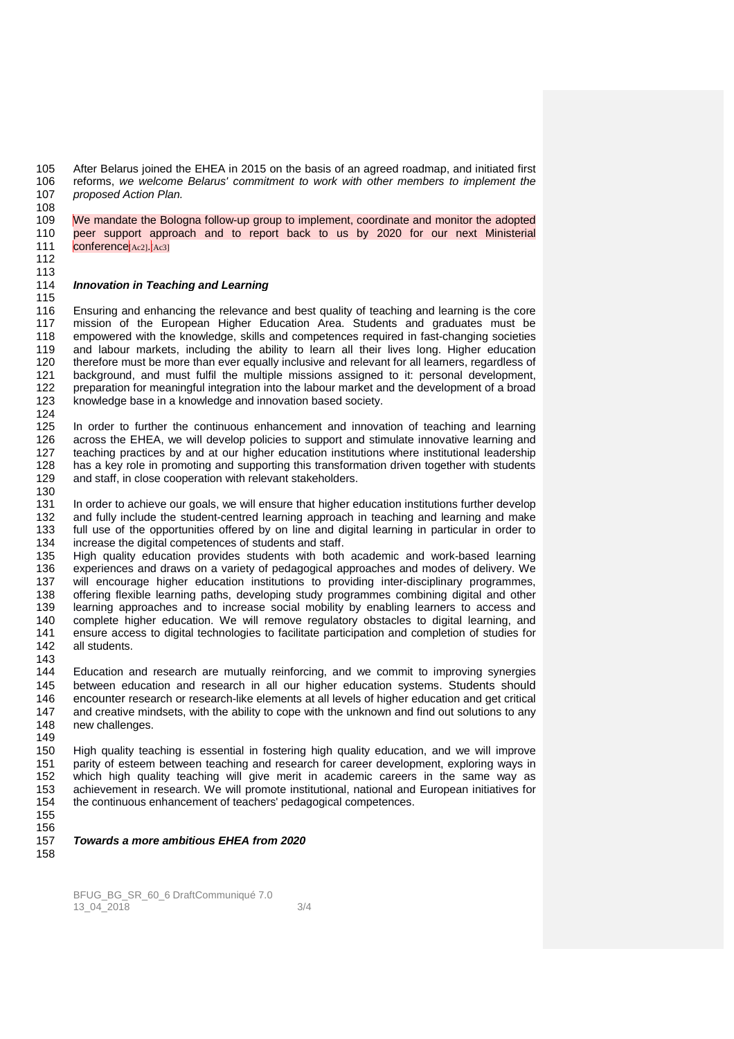After Belarus joined the EHEA in 2015 on the basis of an agreed roadmap, and initiated first reforms, *we welcome Belarus' commitment to work with other members to implement the proposed Action Plan.*

We mandate the Bologna follow-up group to implement, coordinate and monitor the adopted peer support approach and to report back to us by 2020 for our next Ministerial conference[Ac2].[Ac3]

***Innovation in Teaching and Learning***

Ensuring and enhancing the relevance and best quality of teaching and learning is the core mission of the European Higher Education Area. Students and graduates must be empowered with the knowledge, skills and competences required in fast-changing societies and labour markets, including the ability to learn all their lives long. Higher education therefore must be more than ever equally inclusive and relevant for all learners, regardless of background, and must fulfil the multiple missions assigned to it: personal development, preparation for meaningful integration into the labour market and the development of a broad knowledge base in a knowledge and innovation based society.

In order to further the continuous enhancement and innovation of teaching and learning across the EHEA, we will develop policies to support and stimulate innovative learning and teaching practices by and at our higher education institutions where institutional leadership has a key role in promoting and supporting this transformation driven together with students and staff, in close cooperation with relevant stakeholders.

In order to achieve our goals, we will ensure that higher education institutions further develop and fully include the student-centred learning approach in teaching and learning and make full use of the opportunities offered by on line and digital learning in particular in order to increase the digital competences of students and staff.
High quality education provides students with both academic and work-based learning experiences and draws on a variety of pedagogical approaches and modes of delivery. We will encourage higher education institutions to providing inter-disciplinary programmes, offering flexible learning paths, developing study programmes combining digital and other learning approaches and to increase social mobility by enabling learners to access and complete higher education. We will remove regulatory obstacles to digital learning, and ensure access to digital technologies to facilitate participation and completion of studies for all students.

Education and research are mutually reinforcing, and we commit to improving synergies between education and research in all our higher education systems. Students should encounter research or research-like elements at all levels of higher education and get critical and creative mindsets, with the ability to cope with the unknown and find out solutions to any new challenges.

High quality teaching is essential in fostering high quality education, and we will improve parity of esteem between teaching and research for career development, exploring ways in which high quality teaching will give merit in academic careers in the same way as achievement in research. We will promote institutional, national and European initiatives for the continuous enhancement of teachers' pedagogical competences.

***Towards a more ambitious EHEA from 2020***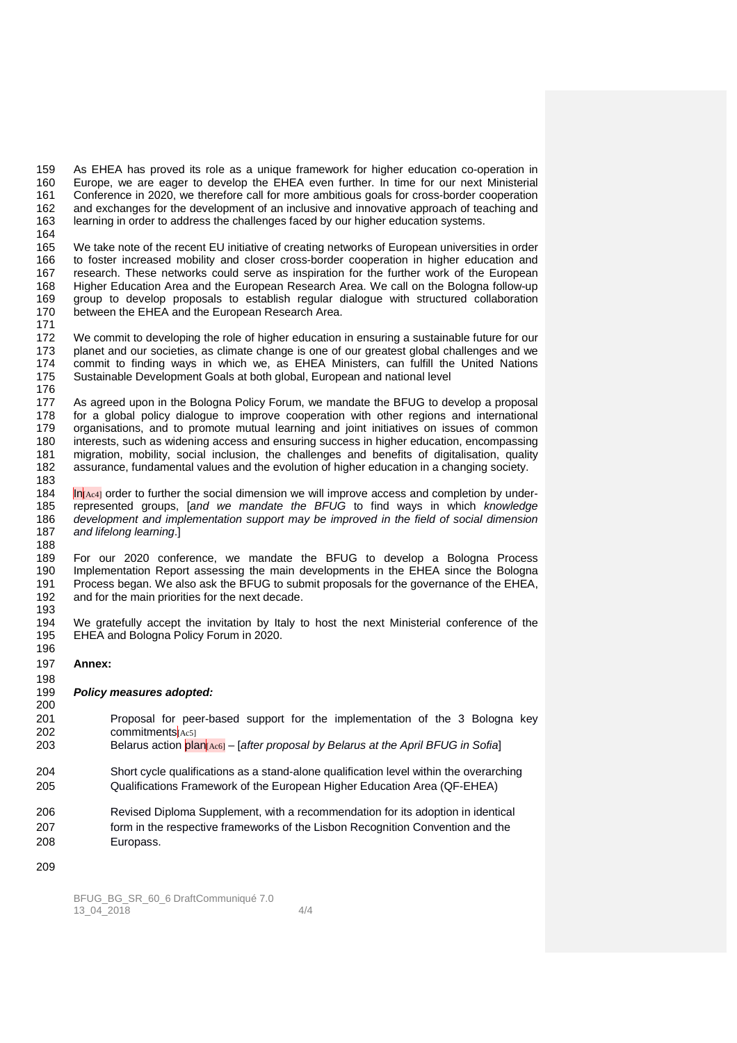As EHEA has proved its role as a unique framework for higher education co-operation in Europe, we are eager to develop the EHEA even further. In time for our next Ministerial Conference in 2020, we therefore call for more ambitious goals for cross-border cooperation and exchanges for the development of an inclusive and innovative approach of teaching and learning in order to address the challenges faced by our higher education systems.

We take note of the recent EU initiative of creating networks of European universities in order to foster increased mobility and closer cross-border cooperation in higher education and research. These networks could serve as inspiration for the further work of the European Higher Education Area and the European Research Area. We call on the Bologna follow-up group to develop proposals to establish regular dialogue with structured collaboration between the EHEA and the European Research Area.

We commit to developing the role of higher education in ensuring a sustainable future for our planet and our societies, as climate change is one of our greatest global challenges and we commit to finding ways in which we, as EHEA Ministers, can fulfill the United Nations Sustainable Development Goals at both global, European and national level

As agreed upon in the Bologna Policy Forum, we mandate the BFUG to develop a proposal for a global policy dialogue to improve cooperation with other regions and international organisations, and to promote mutual learning and joint initiatives on issues of common interests, such as widening access and ensuring success in higher education, encompassing migration, mobility, social inclusion, the challenges and benefits of digitalisation, quality assurance, fundamental values and the evolution of higher education in a changing society.

In[Ac4] order to further the social dimension we will improve access and completion by under-represented groups, [*and we mandate the BFUG* to find ways in which *knowledge development and implementation support may be improved in the field of social dimension and lifelong learning*.]

For our 2020 conference, we mandate the BFUG to develop a Bologna Process Implementation Report assessing the main developments in the EHEA since the Bologna Process began. We also ask the BFUG to submit proposals for the governance of the EHEA, and for the main priorities for the next decade.

We gratefully accept the invitation by Italy to host the next Ministerial conference of the EHEA and Bologna Policy Forum in 2020.

**Annex:**

***Policy measures adopted:***

Proposal for peer-based support for the implementation of the 3 Bologna key commitments[Ac5]

Belarus action plan[Ac6] – [*after proposal by Belarus at the April BFUG in Sofia*]

Short cycle qualifications as a stand-alone qualification level within the overarching Qualifications Framework of the European Higher Education Area (QF-EHEA)

Revised Diploma Supplement, with a recommendation for its adoption in identical form in the respective frameworks of the Lisbon Recognition Convention and the Europass.